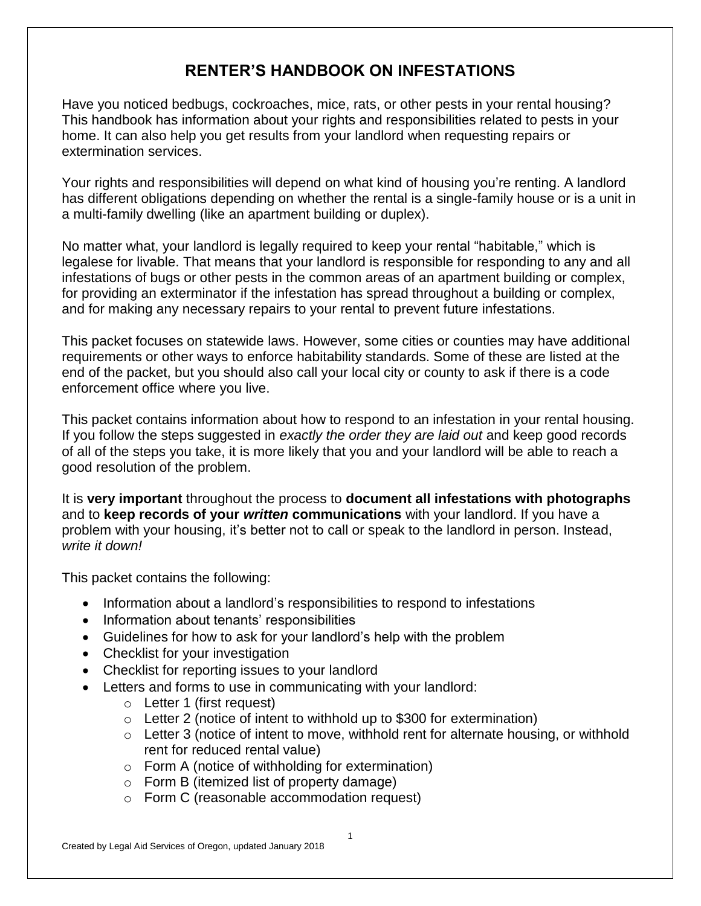# RENTER'S HANDBOOK ON INFESTATIONS

Have you noticed bedbugs, cockroaches, mice, rats, or other pests in your rental housing? This handbook has information about your rights and responsibilities related to pests in your home. It can also help you get results from your landlord when requesting repairs or extermination services.

Your rights and responsibilities will depend on what kind of housing you're renting. A landlord has different obligations depending on whether the rental is a single-family house or is a unit in a multi-family dwelling (like an apartment building or duplex).

No matter what, your landlord is legally required to keep your rental "habitable," which is legalese for livable. That means that your landlord is responsible for responding to any and all infestations of bugs or other pests in the common areas of an apartment building or complex, for providing an exterminator if the infestation has spread throughout a building or complex, and for making any necessary repairs to your rental to prevent future infestations.

This packet focuses on statewide laws. However, some cities or counties may have additional requirements or other ways to enforce habitability standards. Some of these are listed at the end of the packet, but you should also call your local city or county to ask if there is a code enforcement office where you live.

This packet contains information about how to respond to an infestation in your rental housing. If you follow the steps suggested in *exactly the order they are laid out* and keep good records of all of the steps you take, it is more likely that you and your landlord will be able to reach a good resolution of the problem.

It is **very important** throughout the process to **document all infestations with photographs** and to **keep records of your *written* communications** with your landlord. If you have a problem with your housing, it's better not to call or speak to the landlord in person. Instead, *write it down!*

This packet contains the following:

- Information about a landlord's responsibilities to respond to infestations
- Information about tenants' responsibilities
- Guidelines for how to ask for your landlord's help with the problem
- Checklist for your investigation
- Checklist for reporting issues to your landlord
- Letters and forms to use in communicating with your landlord:
    - Letter 1 (first request)
    - Letter 2 (notice of intent to withhold up to $300 for extermination)
    - Letter 3 (notice of intent to move, withhold rent for alternate housing, or withhold rent for reduced rental value)
    - Form A (notice of withholding for extermination)
    - Form B (itemized list of property damage)
    - Form C (reasonable accommodation request)

Created by Legal Aid Services of Oregon, updated January 2018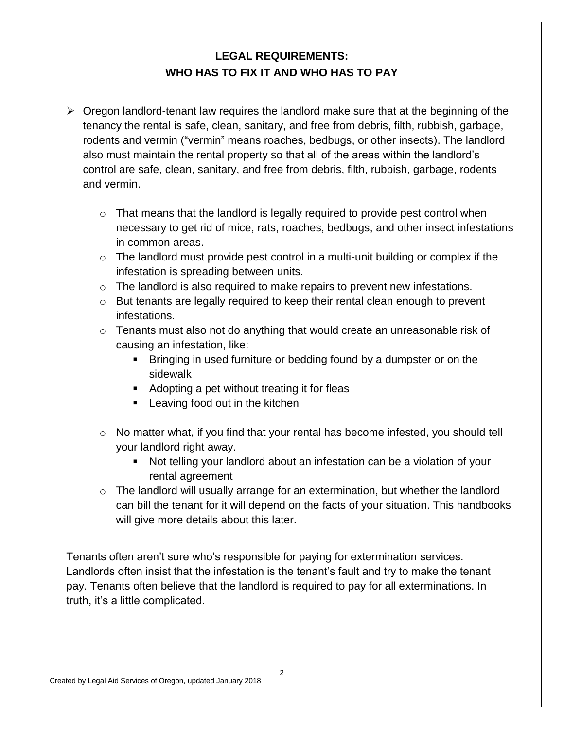## LEGAL REQUIREMENTS: WHO HAS TO FIX IT AND WHO HAS TO PAY

- Oregon landlord-tenant law requires the landlord make sure that at the beginning of the tenancy the rental is safe, clean, sanitary, and free from debris, filth, rubbish, garbage, rodents and vermin ("vermin" means roaches, bedbugs, or other insects). The landlord also must maintain the rental property so that all of the areas within the landlord's control are safe, clean, sanitary, and free from debris, filth, rubbish, garbage, rodents and vermin.
  - That means that the landlord is legally required to provide pest control when necessary to get rid of mice, rats, roaches, bedbugs, and other insect infestations in common areas.
  - The landlord must provide pest control in a multi-unit building or complex if the infestation is spreading between units.
  - The landlord is also required to make repairs to prevent new infestations.
  - But tenants are legally required to keep their rental clean enough to prevent infestations.
  - Tenants must also not do anything that would create an unreasonable risk of causing an infestation, like:
    - Bringing in used furniture or bedding found by a dumpster or on the sidewalk
    - Adopting a pet without treating it for fleas
    - Leaving food out in the kitchen
  - No matter what, if you find that your rental has become infested, you should tell your landlord right away.
    - Not telling your landlord about an infestation can be a violation of your rental agreement
  - The landlord will usually arrange for an extermination, but whether the landlord can bill the tenant for it will depend on the facts of your situation. This handbooks will give more details about this later.

Tenants often aren't sure who's responsible for paying for extermination services. Landlords often insist that the infestation is the tenant's fault and try to make the tenant pay. Tenants often believe that the landlord is required to pay for all exterminations. In truth, it's a little complicated.

Created by Legal Aid Services of Oregon, updated January 2018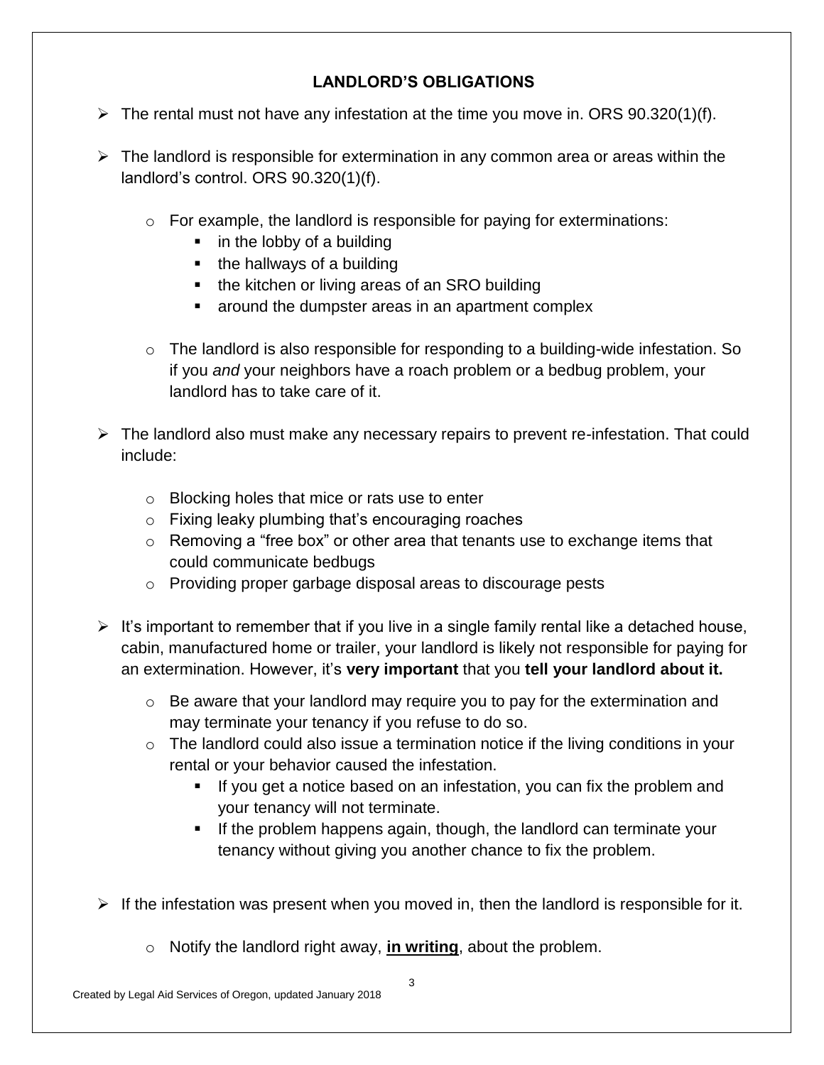## LANDLORD'S OBLIGATIONS

- The rental must not have any infestation at the time you move in. ORS 90.320(1)(f).
- The landlord is responsible for extermination in any common area or areas within the landlord's control. ORS 90.320(1)(f).
  - For example, the landlord is responsible for paying for exterminations:
    - in the lobby of a building
    - the hallways of a building
    - the kitchen or living areas of an SRO building
    - around the dumpster areas in an apartment complex
  - The landlord is also responsible for responding to a building-wide infestation. So if you *and* your neighbors have a roach problem or a bedbug problem, your landlord has to take care of it.
- The landlord also must make any necessary repairs to prevent re-infestation. That could include:
  - Blocking holes that mice or rats use to enter
  - Fixing leaky plumbing that's encouraging roaches
  - Removing a "free box" or other area that tenants use to exchange items that could communicate bedbugs
  - Providing proper garbage disposal areas to discourage pests
- It's important to remember that if you live in a single family rental like a detached house, cabin, manufactured home or trailer, your landlord is likely not responsible for paying for an extermination. However, it's **very important** that you **tell your landlord about it.**
  - Be aware that your landlord may require you to pay for the extermination and may terminate your tenancy if you refuse to do so.
  - The landlord could also issue a termination notice if the living conditions in your rental or your behavior caused the infestation.
    - If you get a notice based on an infestation, you can fix the problem and your tenancy will not terminate.
    - If the problem happens again, though, the landlord can terminate your tenancy without giving you another chance to fix the problem.
- If the infestation was present when you moved in, then the landlord is responsible for it.
  - Notify the landlord right away, **<u>in writing</u>**, about the problem.

Created by Legal Aid Services of Oregon, updated January 2018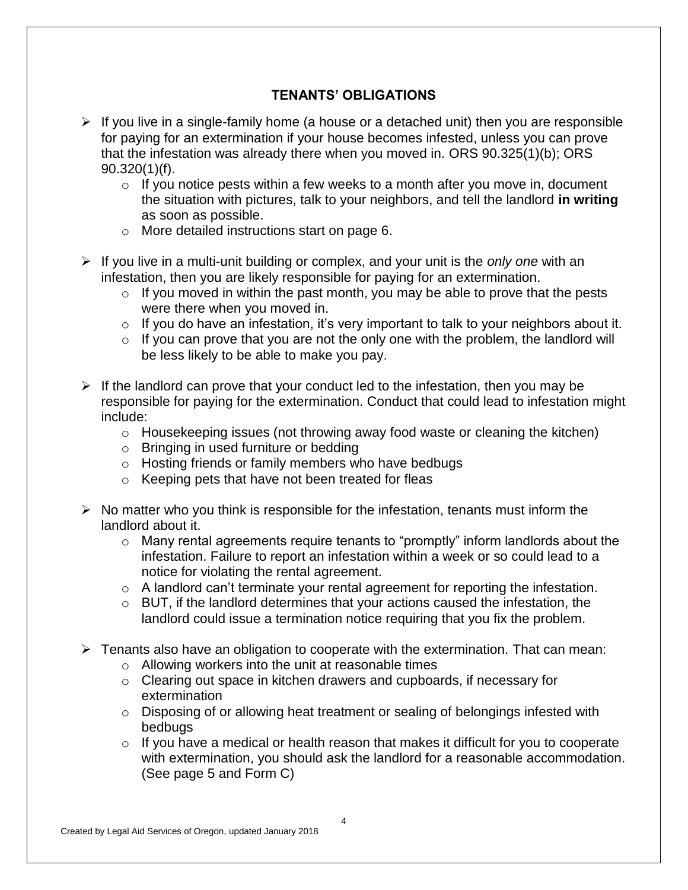## TENANTS' OBLIGATIONS

- If you live in a single-family home (a house or a detached unit) then you are responsible for paying for an extermination if your house becomes infested, unless you can prove that the infestation was already there when you moved in. ORS 90.325(1)(b); ORS 90.320(1)(f).
  - If you notice pests within a few weeks to a month after you move in, document the situation with pictures, talk to your neighbors, and tell the landlord **in writing** as soon as possible.
  - More detailed instructions start on page 6.
- If you live in a multi-unit building or complex, and your unit is the *only one* with an infestation, then you are likely responsible for paying for an extermination.
  - If you moved in within the past month, you may be able to prove that the pests were there when you moved in.
  - If you do have an infestation, it's very important to talk to your neighbors about it.
  - If you can prove that you are not the only one with the problem, the landlord will be less likely to be able to make you pay.
- If the landlord can prove that your conduct led to the infestation, then you may be responsible for paying for the extermination. Conduct that could lead to infestation might include:
  - Housekeeping issues (not throwing away food waste or cleaning the kitchen)
  - Bringing in used furniture or bedding
  - Hosting friends or family members who have bedbugs
  - Keeping pets that have not been treated for fleas
- No matter who you think is responsible for the infestation, tenants must inform the landlord about it.
  - Many rental agreements require tenants to "promptly" inform landlords about the infestation. Failure to report an infestation within a week or so could lead to a notice for violating the rental agreement.
  - A landlord can't terminate your rental agreement for reporting the infestation.
  - BUT, if the landlord determines that your actions caused the infestation, the landlord could issue a termination notice requiring that you fix the problem.
- Tenants also have an obligation to cooperate with the extermination. That can mean:
  - Allowing workers into the unit at reasonable times
  - Clearing out space in kitchen drawers and cupboards, if necessary for extermination
  - Disposing of or allowing heat treatment or sealing of belongings infested with bedbugs
  - If you have a medical or health reason that makes it difficult for you to cooperate with extermination, you should ask the landlord for a reasonable accommodation. (See page 5 and Form C)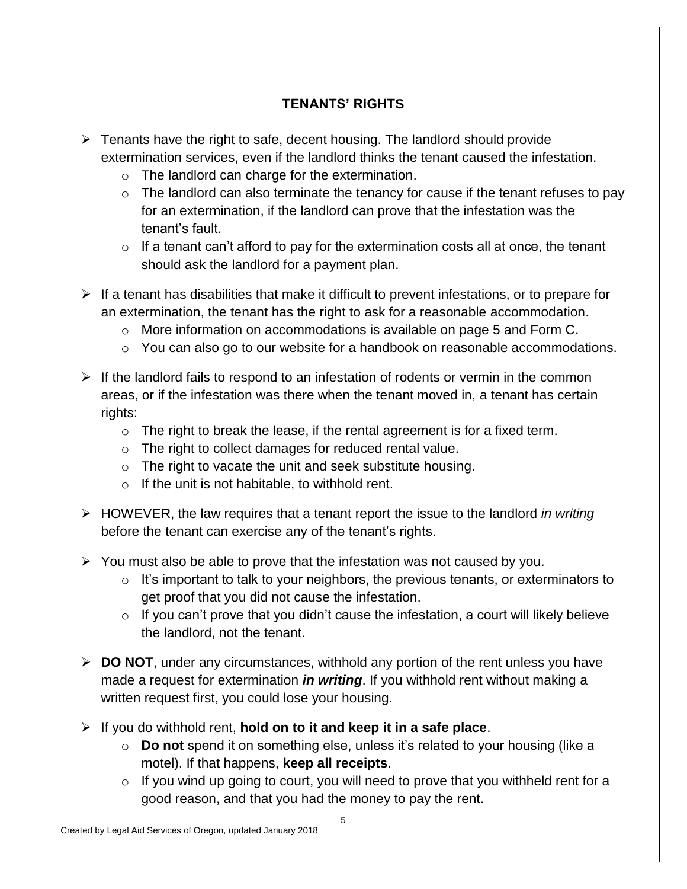## TENANTS' RIGHTS

- Tenants have the right to safe, decent housing. The landlord should provide extermination services, even if the landlord thinks the tenant caused the infestation.
  - The landlord can charge for the extermination.
  - The landlord can also terminate the tenancy for cause if the tenant refuses to pay for an extermination, if the landlord can prove that the infestation was the tenant's fault.
  - If a tenant can't afford to pay for the extermination costs all at once, the tenant should ask the landlord for a payment plan.
- If a tenant has disabilities that make it difficult to prevent infestations, or to prepare for an extermination, the tenant has the right to ask for a reasonable accommodation.
  - More information on accommodations is available on page 5 and Form C.
  - You can also go to our website for a handbook on reasonable accommodations.
- If the landlord fails to respond to an infestation of rodents or vermin in the common areas, or if the infestation was there when the tenant moved in, a tenant has certain rights:
  - The right to break the lease, if the rental agreement is for a fixed term.
  - The right to collect damages for reduced rental value.
  - The right to vacate the unit and seek substitute housing.
  - If the unit is not habitable, to withhold rent.
- HOWEVER, the law requires that a tenant report the issue to the landlord *in writing* before the tenant can exercise any of the tenant's rights.
- You must also be able to prove that the infestation was not caused by you.
  - It's important to talk to your neighbors, the previous tenants, or exterminators to get proof that you did not cause the infestation.
  - If you can't prove that you didn't cause the infestation, a court will likely believe the landlord, not the tenant.
- **DO NOT**, under any circumstances, withhold any portion of the rent unless you have made a request for extermination ***in writing***. If you withhold rent without making a written request first, you could lose your housing.
- If you do withhold rent, **hold on to it and keep it in a safe place**.
  - **Do not** spend it on something else, unless it's related to your housing (like a motel). If that happens, **keep all receipts**.
  - If you wind up going to court, you will need to prove that you withheld rent for a good reason, and that you had the money to pay the rent.

Created by Legal Aid Services of Oregon, updated January 2018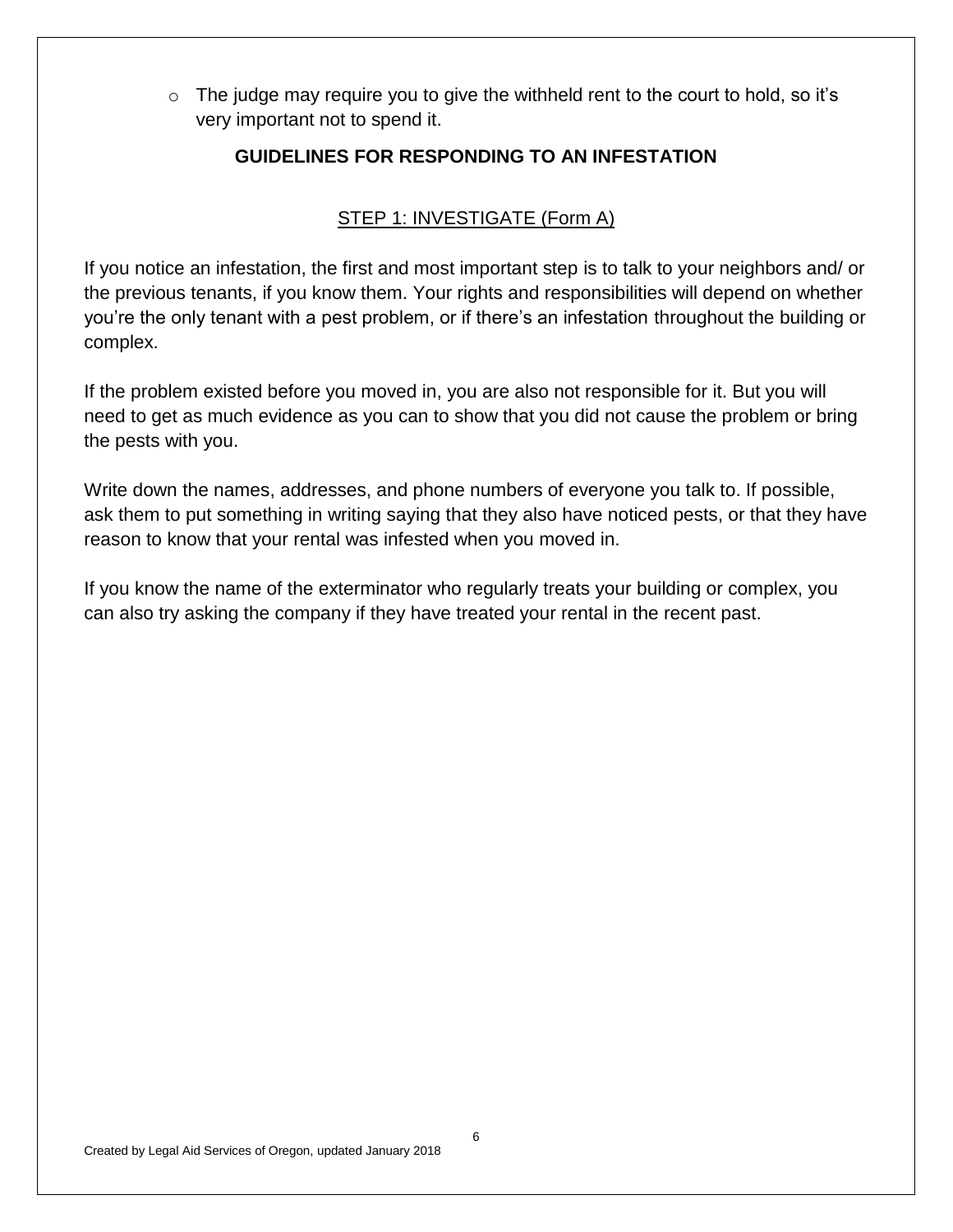- The judge may require you to give the withheld rent to the court to hold, so it's very important not to spend it.

## GUIDELINES FOR RESPONDING TO AN INFESTATION

### STEP 1: INVESTIGATE (Form A)

If you notice an infestation, the first and most important step is to talk to your neighbors and/ or the previous tenants, if you know them. Your rights and responsibilities will depend on whether you're the only tenant with a pest problem, or if there's an infestation throughout the building or complex.

If the problem existed before you moved in, you are also not responsible for it. But you will need to get as much evidence as you can to show that you did not cause the problem or bring the pests with you.

Write down the names, addresses, and phone numbers of everyone you talk to. If possible, ask them to put something in writing saying that they also have noticed pests, or that they have reason to know that your rental was infested when you moved in.

If you know the name of the exterminator who regularly treats your building or complex, you can also try asking the company if they have treated your rental in the recent past.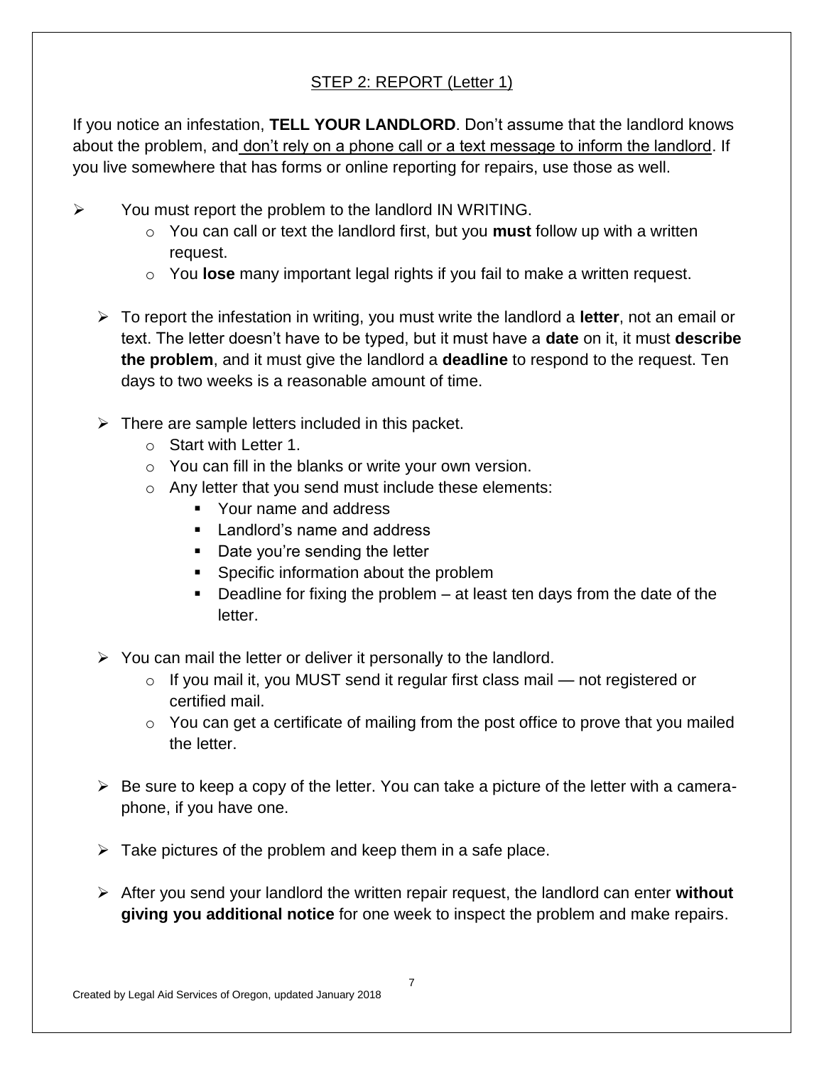## STEP 2: REPORT (Letter 1)

If you notice an infestation, **TELL YOUR LANDLORD**. Don't assume that the landlord knows about the problem, and don't rely on a phone call or a text message to inform the landlord. If you live somewhere that has forms or online reporting for repairs, use those as well.

- You must report the problem to the landlord IN WRITING.
  - You can call or text the landlord first, but you **must** follow up with a written request.
  - You **lose** many important legal rights if you fail to make a written request.

- To report the infestation in writing, you must write the landlord a **letter**, not an email or text. The letter doesn't have to be typed, but it must have a **date** on it, it must **describe the problem**, and it must give the landlord a **deadline** to respond to the request. Ten days to two weeks is a reasonable amount of time.

- There are sample letters included in this packet.
  - Start with Letter 1.
  - You can fill in the blanks or write your own version.
  - Any letter that you send must include these elements:
    - Your name and address
    - Landlord's name and address
    - Date you're sending the letter
    - Specific information about the problem
    - Deadline for fixing the problem – at least ten days from the date of the letter.

- You can mail the letter or deliver it personally to the landlord.
  - If you mail it, you MUST send it regular first class mail — not registered or certified mail.
  - You can get a certificate of mailing from the post office to prove that you mailed the letter.

- Be sure to keep a copy of the letter. You can take a picture of the letter with a camera-phone, if you have one.

- Take pictures of the problem and keep them in a safe place.

- After you send your landlord the written repair request, the landlord can enter **without giving you additional notice** for one week to inspect the problem and make repairs.

Created by Legal Aid Services of Oregon, updated January 2018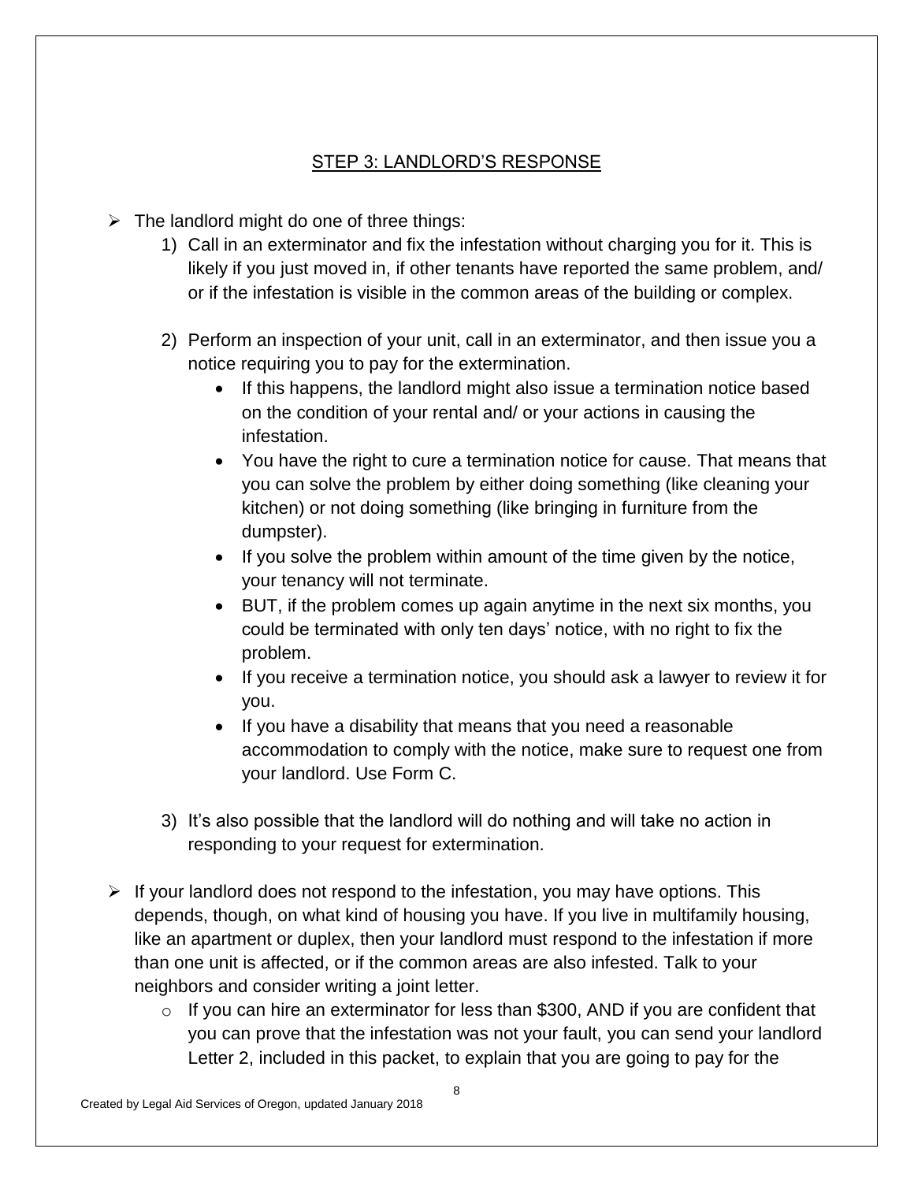## STEP 3: LANDLORD'S RESPONSE

- The landlord might do one of three things:
  1) Call in an exterminator and fix the infestation without charging you for it. This is likely if you just moved in, if other tenants have reported the same problem, and/ or if the infestation is visible in the common areas of the building or complex.
  2) Perform an inspection of your unit, call in an exterminator, and then issue you a notice requiring you to pay for the extermination.
     - If this happens, the landlord might also issue a termination notice based on the condition of your rental and/ or your actions in causing the infestation.
     - You have the right to cure a termination notice for cause. That means that you can solve the problem by either doing something (like cleaning your kitchen) or not doing something (like bringing in furniture from the dumpster).
     - If you solve the problem within amount of the time given by the notice, your tenancy will not terminate.
     - BUT, if the problem comes up again anytime in the next six months, you could be terminated with only ten days' notice, with no right to fix the problem.
     - If you receive a termination notice, you should ask a lawyer to review it for you.
     - If you have a disability that means that you need a reasonable accommodation to comply with the notice, make sure to request one from your landlord. Use Form C.
  3) It's also possible that the landlord will do nothing and will take no action in responding to your request for extermination.
- If your landlord does not respond to the infestation, you may have options. This depends, though, on what kind of housing you have. If you live in multifamily housing, like an apartment or duplex, then your landlord must respond to the infestation if more than one unit is affected, or if the common areas are also infested. Talk to your neighbors and consider writing a joint letter.
  - If you can hire an exterminator for less than $300, AND if you are confident that you can prove that the infestation was not your fault, you can send your landlord Letter 2, included in this packet, to explain that you are going to pay for the

Created by Legal Aid Services of Oregon, updated January 2018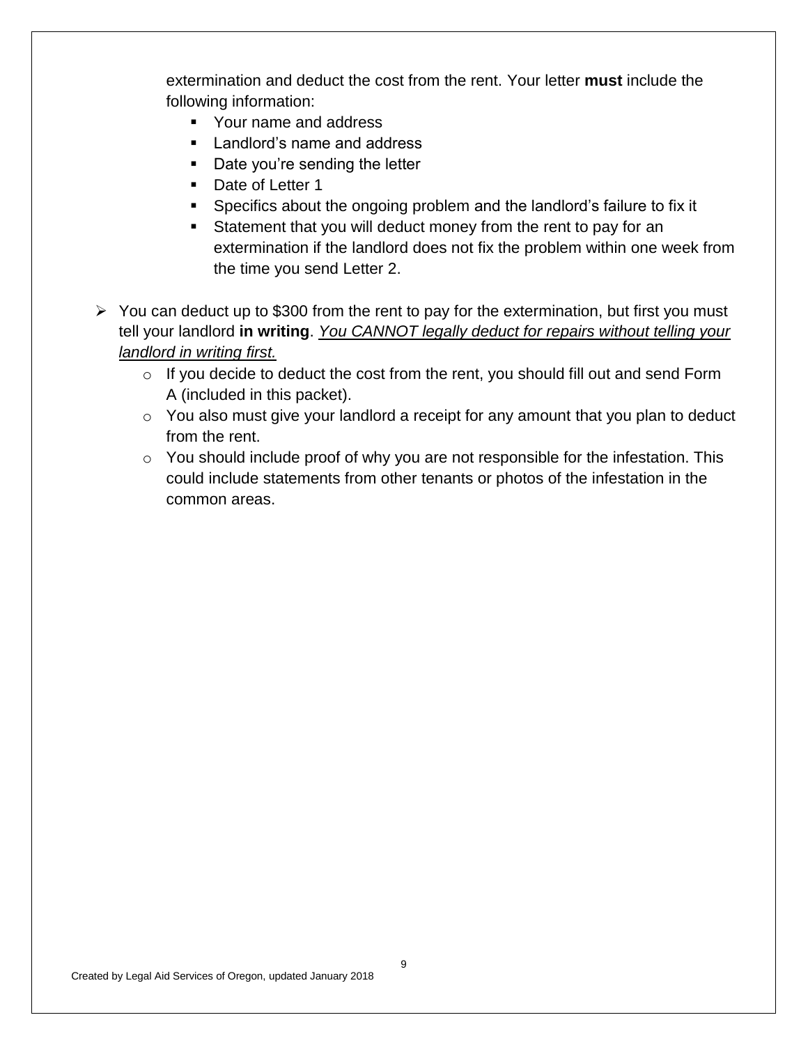extermination and deduct the cost from the rent. Your letter **must** include the following information:

- Your name and address
- Landlord's name and address
- Date you're sending the letter
- Date of Letter 1
- Specifics about the ongoing problem and the landlord's failure to fix it
- Statement that you will deduct money from the rent to pay for an extermination if the landlord does not fix the problem within one week from the time you send Letter 2.

- You can deduct up to $300 from the rent to pay for the extermination, but first you must tell your landlord **in writing**. <u>*You CANNOT legally deduct for repairs without telling your landlord in writing first.*</u>
  - If you decide to deduct the cost from the rent, you should fill out and send Form A (included in this packet).
  - You also must give your landlord a receipt for any amount that you plan to deduct from the rent.
  - You should include proof of why you are not responsible for the infestation. This could include statements from other tenants or photos of the infestation in the common areas.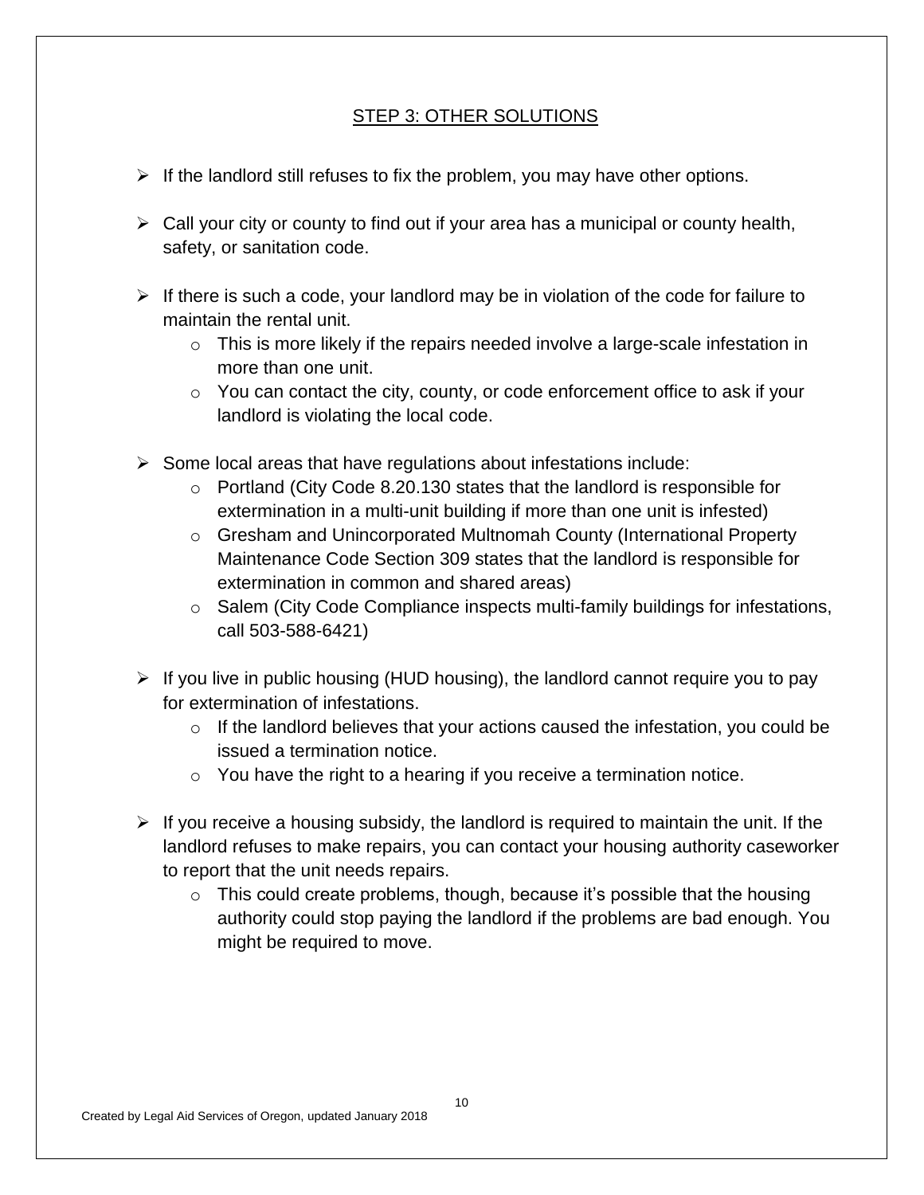## STEP 3: OTHER SOLUTIONS

- If the landlord still refuses to fix the problem, you may have other options.
- Call your city or county to find out if your area has a municipal or county health, safety, or sanitation code.
- If there is such a code, your landlord may be in violation of the code for failure to maintain the rental unit.
  - This is more likely if the repairs needed involve a large-scale infestation in more than one unit.
  - You can contact the city, county, or code enforcement office to ask if your landlord is violating the local code.
- Some local areas that have regulations about infestations include:
  - Portland (City Code 8.20.130 states that the landlord is responsible for extermination in a multi-unit building if more than one unit is infested)
  - Gresham and Unincorporated Multnomah County (International Property Maintenance Code Section 309 states that the landlord is responsible for extermination in common and shared areas)
  - Salem (City Code Compliance inspects multi-family buildings for infestations, call 503-588-6421)
- If you live in public housing (HUD housing), the landlord cannot require you to pay for extermination of infestations.
  - If the landlord believes that your actions caused the infestation, you could be issued a termination notice.
  - You have the right to a hearing if you receive a termination notice.
- If you receive a housing subsidy, the landlord is required to maintain the unit. If the landlord refuses to make repairs, you can contact your housing authority caseworker to report that the unit needs repairs.
  - This could create problems, though, because it's possible that the housing authority could stop paying the landlord if the problems are bad enough. You might be required to move.

Created by Legal Aid Services of Oregon, updated January 2018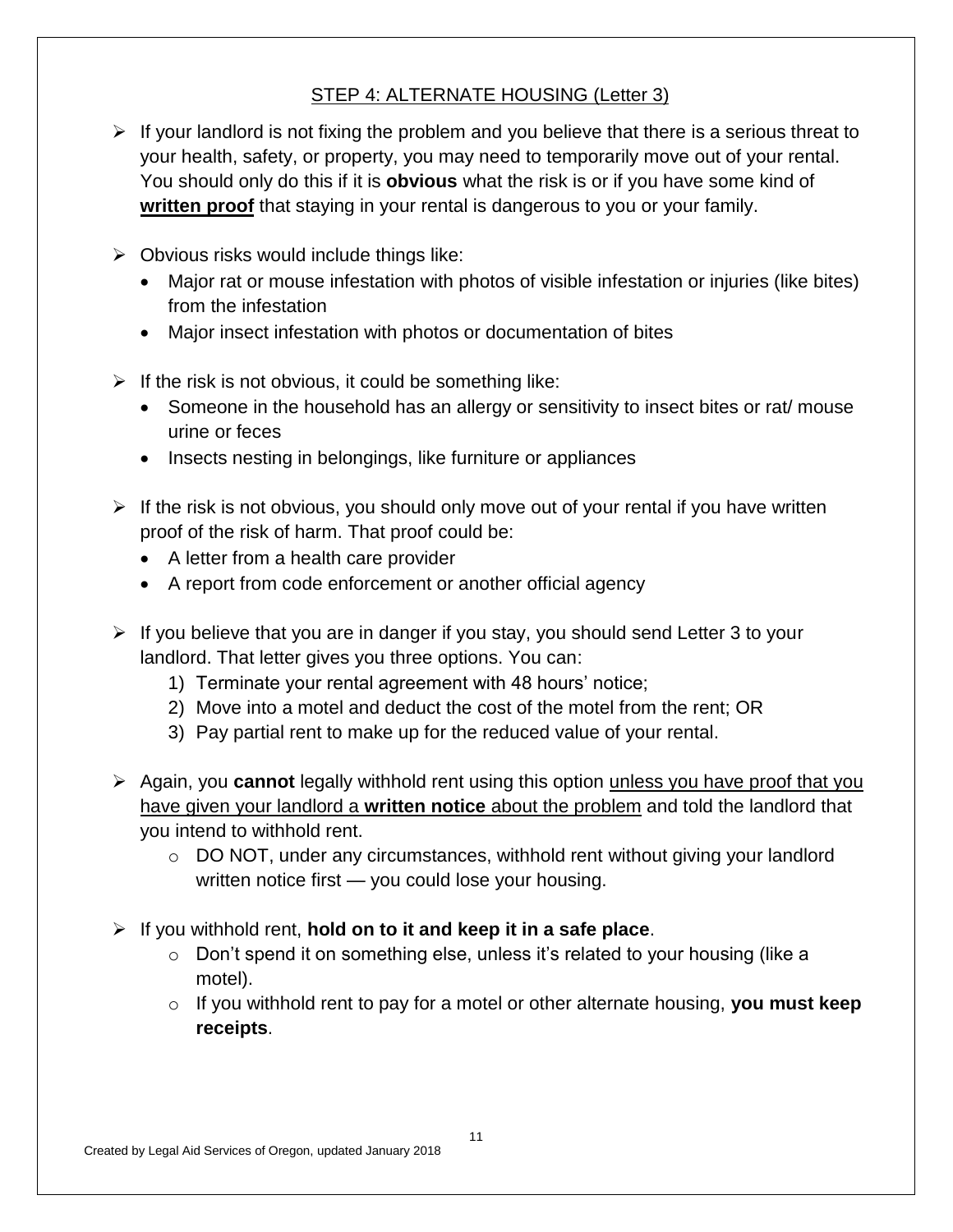## STEP 4: ALTERNATE HOUSING (Letter 3)

- If your landlord is not fixing the problem and you believe that there is a serious threat to your health, safety, or property, you may need to temporarily move out of your rental. You should only do this if it is **obvious** what the risk is or if you have some kind of **written proof** that staying in your rental is dangerous to you or your family.

- Obvious risks would include things like:
  - Major rat or mouse infestation with photos of visible infestation or injuries (like bites) from the infestation
  - Major insect infestation with photos or documentation of bites

- If the risk is not obvious, it could be something like:
  - Someone in the household has an allergy or sensitivity to insect bites or rat/ mouse urine or feces
  - Insects nesting in belongings, like furniture or appliances

- If the risk is not obvious, you should only move out of your rental if you have written proof of the risk of harm. That proof could be:
  - A letter from a health care provider
  - A report from code enforcement or another official agency

- If you believe that you are in danger if you stay, you should send Letter 3 to your landlord. That letter gives you three options. You can:
  1) Terminate your rental agreement with 48 hours' notice;
  2) Move into a motel and deduct the cost of the motel from the rent; OR
  3) Pay partial rent to make up for the reduced value of your rental.

- Again, you **cannot** legally withhold rent using this option unless you have proof that you have given your landlord a **written notice** about the problem and told the landlord that you intend to withhold rent.
  - DO NOT, under any circumstances, withhold rent without giving your landlord written notice first — you could lose your housing.

- If you withhold rent, **hold on to it and keep it in a safe place**.
  - Don't spend it on something else, unless it's related to your housing (like a motel).
  - If you withhold rent to pay for a motel or other alternate housing, **you must keep receipts**.

Created by Legal Aid Services of Oregon, updated January 2018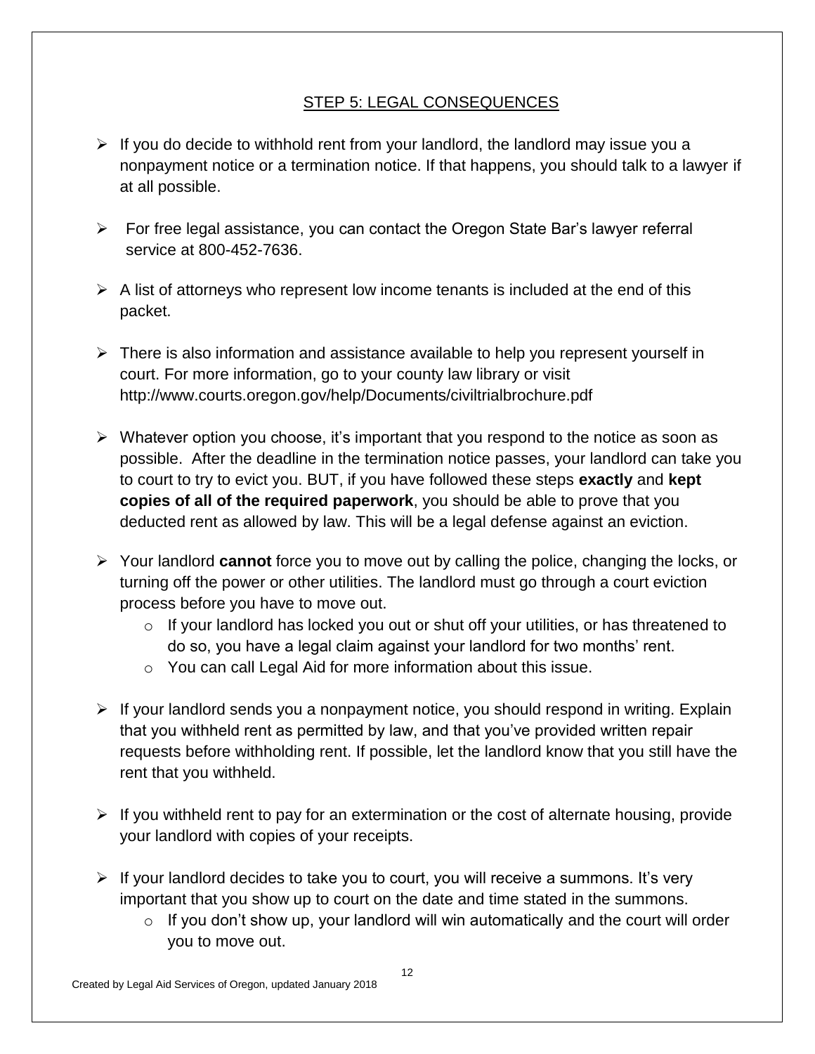## STEP 5: LEGAL CONSEQUENCES

- If you do decide to withhold rent from your landlord, the landlord may issue you a nonpayment notice or a termination notice. If that happens, you should talk to a lawyer if at all possible.
- For free legal assistance, you can contact the Oregon State Bar's lawyer referral service at 800-452-7636.
- A list of attorneys who represent low income tenants is included at the end of this packet.
- There is also information and assistance available to help you represent yourself in court. For more information, go to your county law library or visit http://www.courts.oregon.gov/help/Documents/civiltrialbrochure.pdf
- Whatever option you choose, it's important that you respond to the notice as soon as possible. After the deadline in the termination notice passes, your landlord can take you to court to try to evict you. BUT, if you have followed these steps **exactly** and **kept copies of all of the required paperwork**, you should be able to prove that you deducted rent as allowed by law. This will be a legal defense against an eviction.
- Your landlord **cannot** force you to move out by calling the police, changing the locks, or turning off the power or other utilities. The landlord must go through a court eviction process before you have to move out.
  - If your landlord has locked you out or shut off your utilities, or has threatened to do so, you have a legal claim against your landlord for two months' rent.
  - You can call Legal Aid for more information about this issue.
- If your landlord sends you a nonpayment notice, you should respond in writing. Explain that you withheld rent as permitted by law, and that you've provided written repair requests before withholding rent. If possible, let the landlord know that you still have the rent that you withheld.
- If you withheld rent to pay for an extermination or the cost of alternate housing, provide your landlord with copies of your receipts.
- If your landlord decides to take you to court, you will receive a summons. It's very important that you show up to court on the date and time stated in the summons.
  - If you don't show up, your landlord will win automatically and the court will order you to move out.

Created by Legal Aid Services of Oregon, updated January 2018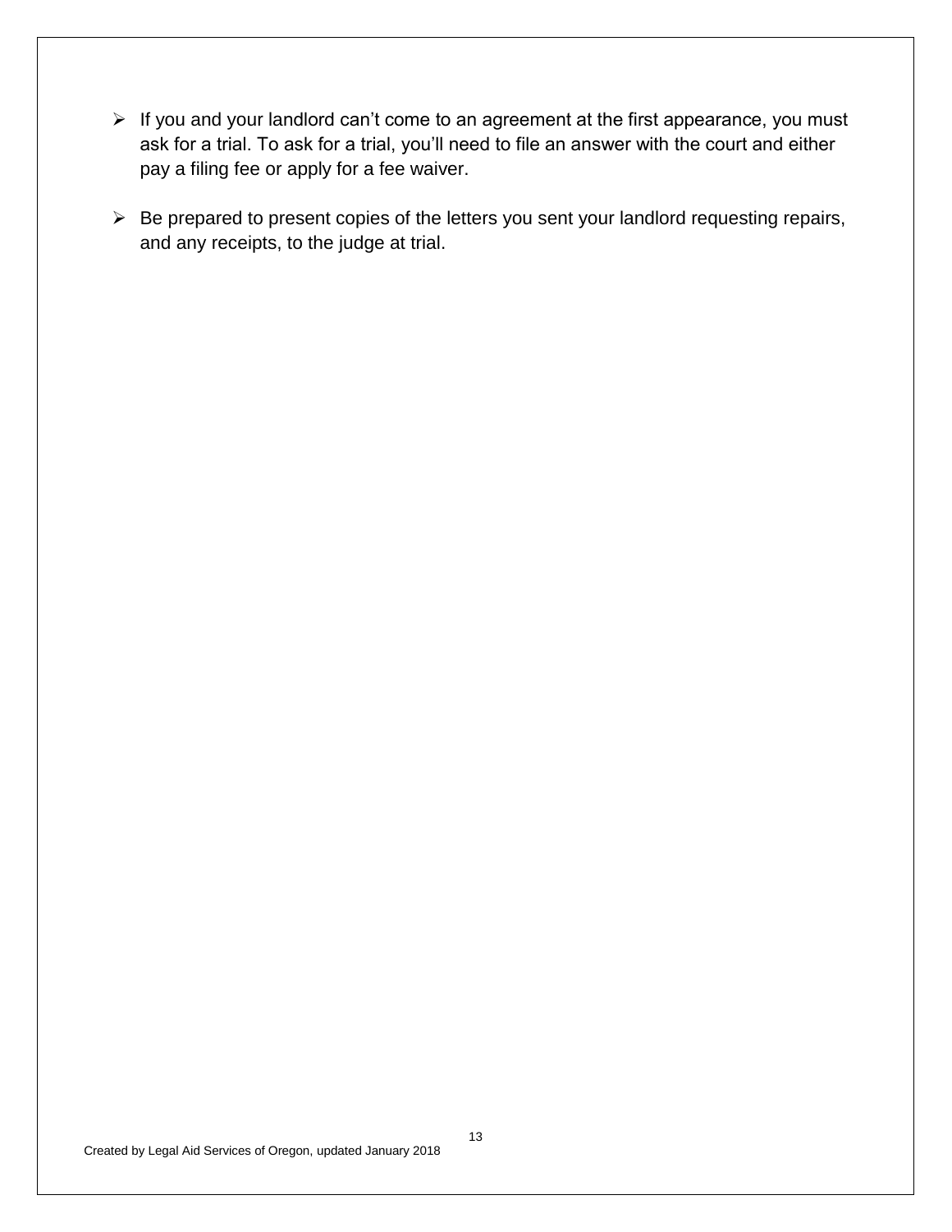- If you and your landlord can't come to an agreement at the first appearance, you must ask for a trial. To ask for a trial, you'll need to file an answer with the court and either pay a filing fee or apply for a fee waiver.

- Be prepared to present copies of the letters you sent your landlord requesting repairs, and any receipts, to the judge at trial.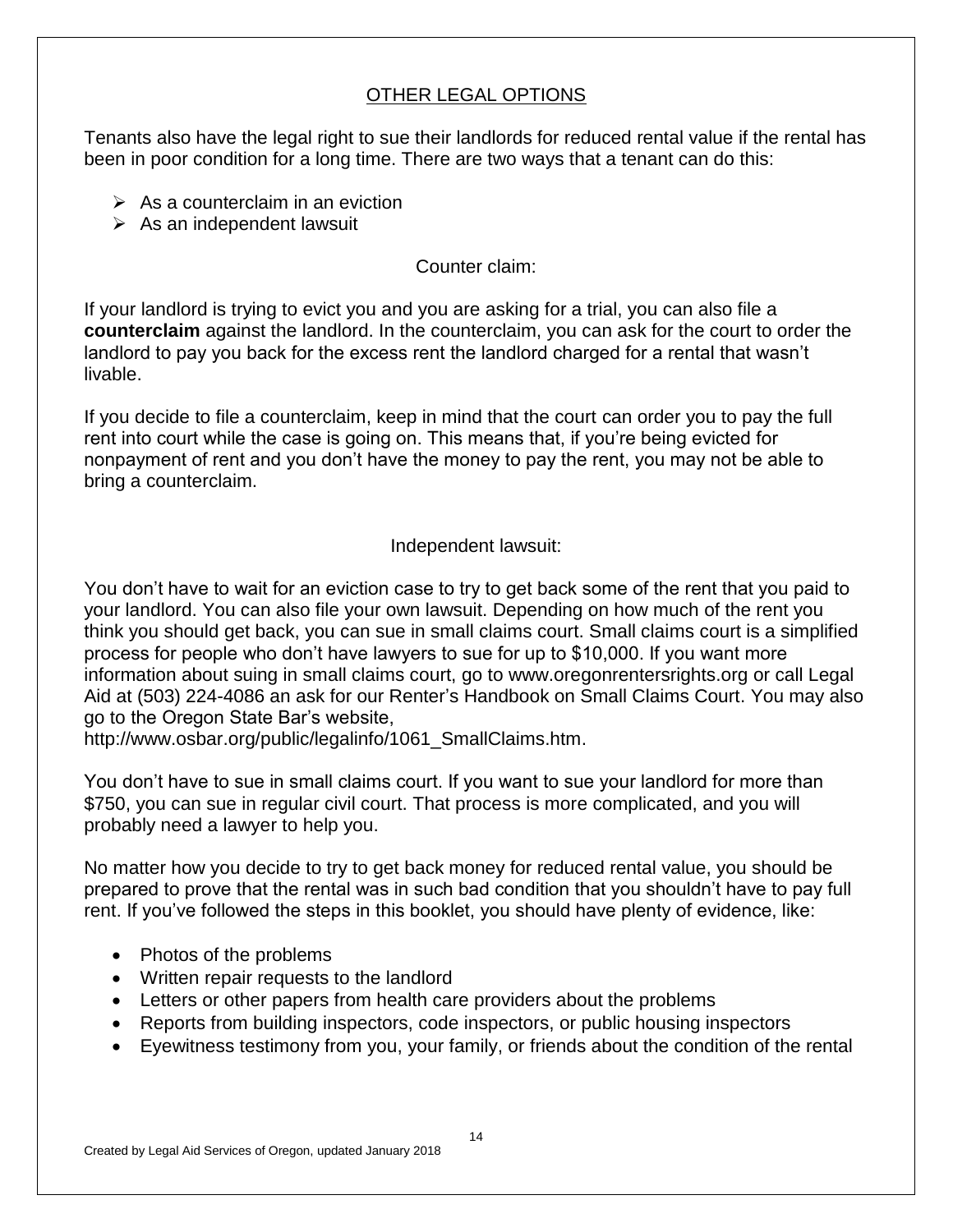## OTHER LEGAL OPTIONS

Tenants also have the legal right to sue their landlords for reduced rental value if the rental has been in poor condition for a long time. There are two ways that a tenant can do this:

- As a counterclaim in an eviction
- As an independent lawsuit

### Counter claim:

If your landlord is trying to evict you and you are asking for a trial, you can also file a **counterclaim** against the landlord. In the counterclaim, you can ask for the court to order the landlord to pay you back for the excess rent the landlord charged for a rental that wasn't livable.

If you decide to file a counterclaim, keep in mind that the court can order you to pay the full rent into court while the case is going on. This means that, if you're being evicted for nonpayment of rent and you don't have the money to pay the rent, you may not be able to bring a counterclaim.

### Independent lawsuit:

You don't have to wait for an eviction case to try to get back some of the rent that you paid to your landlord. You can also file your own lawsuit. Depending on how much of the rent you think you should get back, you can sue in small claims court. Small claims court is a simplified process for people who don't have lawyers to sue for up to $10,000. If you want more information about suing in small claims court, go to www.oregonrentersrights.org or call Legal Aid at (503) 224-4086 an ask for our Renter's Handbook on Small Claims Court. You may also go to the Oregon State Bar's website, http://www.osbar.org/public/legalinfo/1061_SmallClaims.htm.

You don't have to sue in small claims court. If you want to sue your landlord for more than $750, you can sue in regular civil court. That process is more complicated, and you will probably need a lawyer to help you.

No matter how you decide to try to get back money for reduced rental value, you should be prepared to prove that the rental was in such bad condition that you shouldn't have to pay full rent. If you've followed the steps in this booklet, you should have plenty of evidence, like:

- Photos of the problems
- Written repair requests to the landlord
- Letters or other papers from health care providers about the problems
- Reports from building inspectors, code inspectors, or public housing inspectors
- Eyewitness testimony from you, your family, or friends about the condition of the rental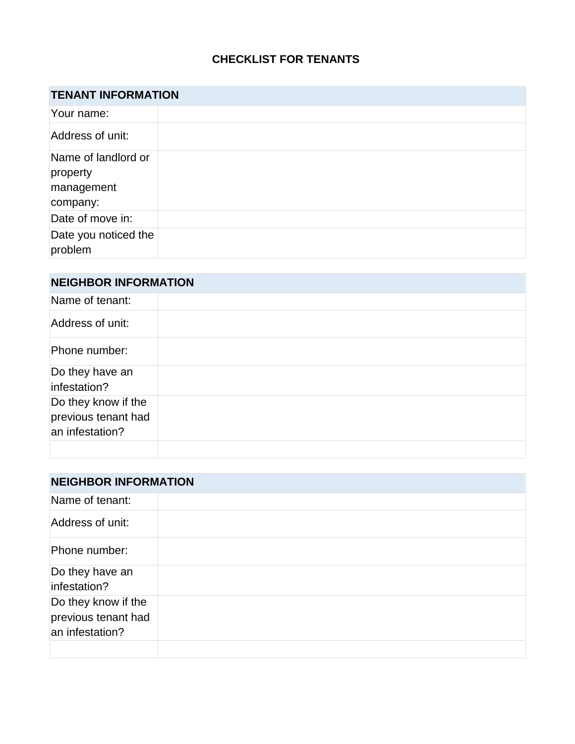# CHECKLIST FOR TENANTS

| TENANT INFORMATION | |
|---|---|
| Your name: | |
| Address of unit: | |
| Name of landlord or property management company: | |
| Date of move in: | |
| Date you noticed the problem | |

| NEIGHBOR INFORMATION | |
|---|---|
| Name of tenant: | |
| Address of unit: | |
| Phone number: | |
| Do they have an infestation? | |
| Do they know if the previous tenant had an infestation? | |
| | |

| NEIGHBOR INFORMATION | |
|---|---|
| Name of tenant: | |
| Address of unit: | |
| Phone number: | |
| Do they have an infestation? | |
| Do they know if the previous tenant had an infestation? | |
| | |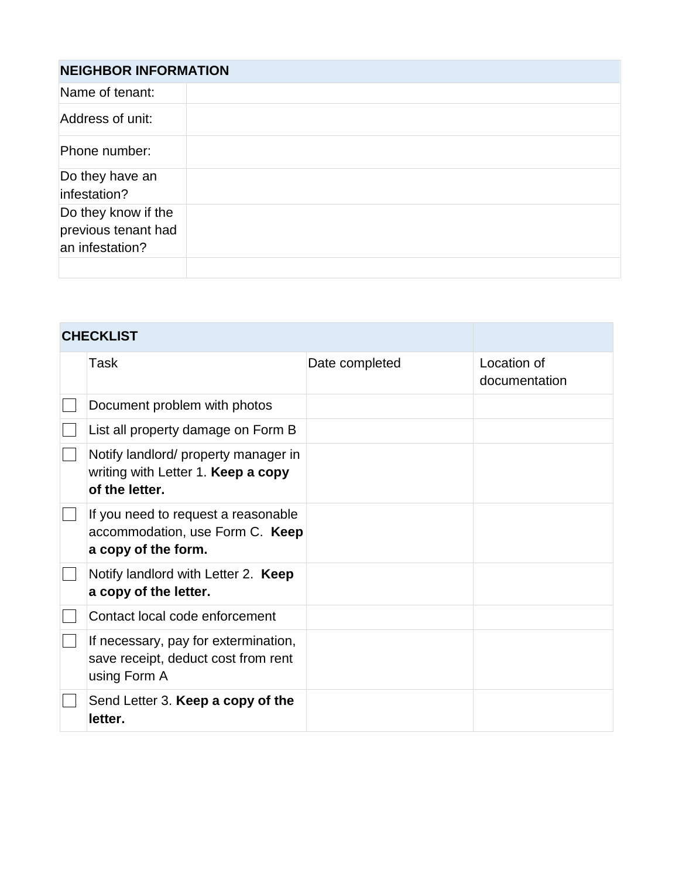| NEIGHBOR INFORMATION | |
|---|---|
| Name of tenant: | |
| Address of unit: | |
| Phone number: | |
| Do they have an infestation? | |
| Do they know if the previous tenant had an infestation? | |
| | |

| CHECKLIST | | | |
|---|---|---|---|
| | Task | Date completed | Location of documentation |
| ☐ | Document problem with photos | | |
| ☐ | List all property damage on Form B | | |
| ☐ | Notify landlord/ property manager in writing with Letter 1. **Keep a copy of the letter.** | | |
| ☐ | If you need to request a reasonable accommodation, use Form C. **Keep a copy of the form.** | | |
| ☐ | Notify landlord with Letter 2. **Keep a copy of the letter.** | | |
| ☐ | Contact local code enforcement | | |
| ☐ | If necessary, pay for extermination, save receipt, deduct cost from rent using Form A | | |
| ☐ | Send Letter 3. **Keep a copy of the letter.** | | |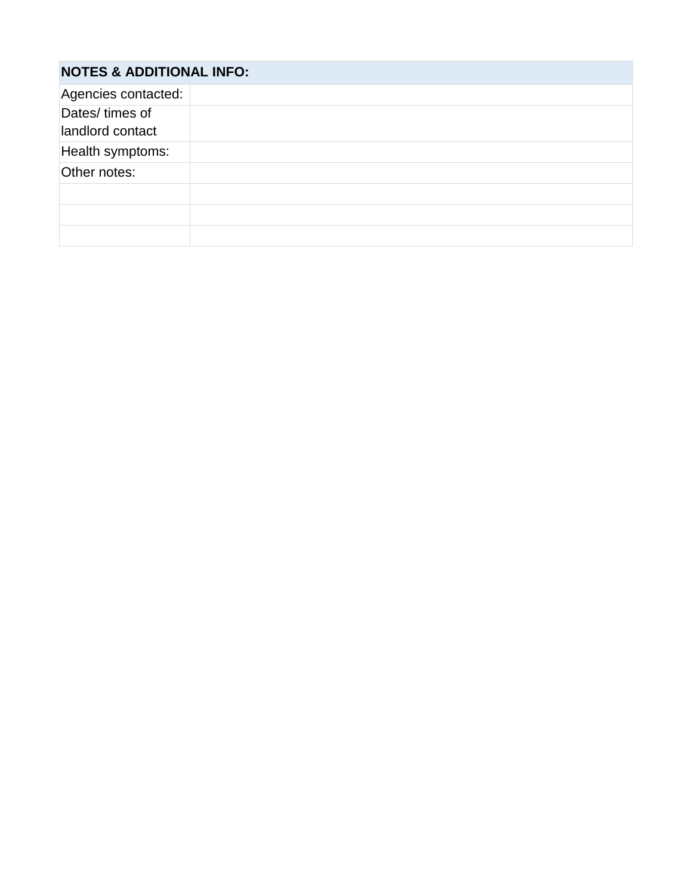| NOTES & ADDITIONAL INFO: | |
|---|---|
| Agencies contacted: | |
| Dates/ times of landlord contact | |
| Health symptoms: | |
| Other notes: | |
| | |
| | |
| | |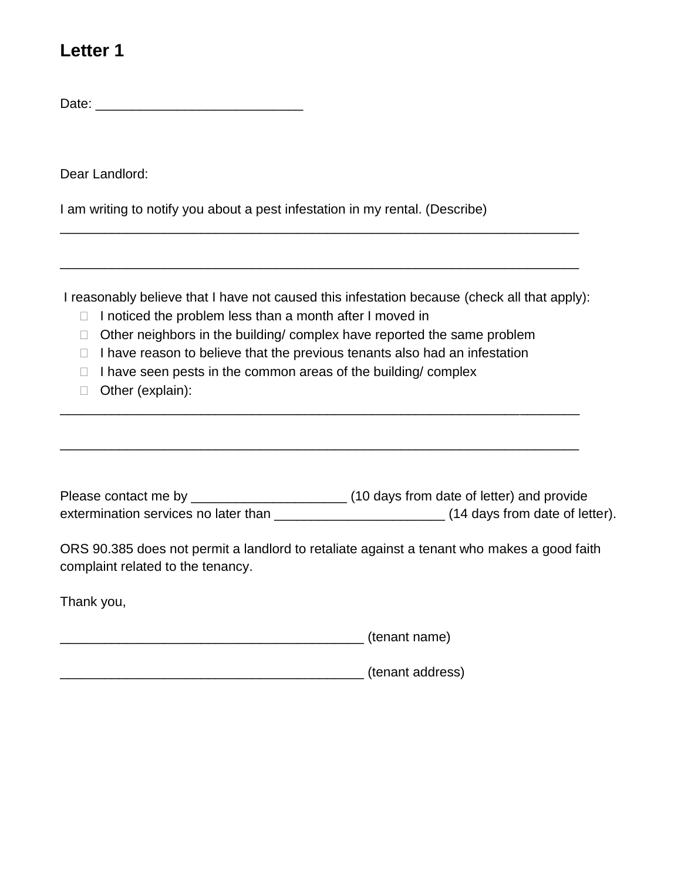## Letter 1

Date: ___________________________

Dear Landlord:

I am writing to notify you about a pest infestation in my rental. (Describe) ____________________________________________________________________

____________________________________________________________________

I reasonably believe that I have not caused this infestation because (check all that apply):

- ☐ I noticed the problem less than a month after I moved in
- ☐ Other neighbors in the building/ complex have reported the same problem
- ☐ I have reason to believe that the previous tenants also had an infestation
- ☐ I have seen pests in the common areas of the building/ complex
- ☐ Other (explain):

____________________________________________________________________

____________________________________________________________________

Please contact me by ____________________ (10 days from date of letter) and provide extermination services no later than ______________________ (14 days from date of letter).

ORS 90.385 does not permit a landlord to retaliate against a tenant who makes a good faith complaint related to the tenancy.

Thank you,

________________________________________ (tenant name)

________________________________________ (tenant address)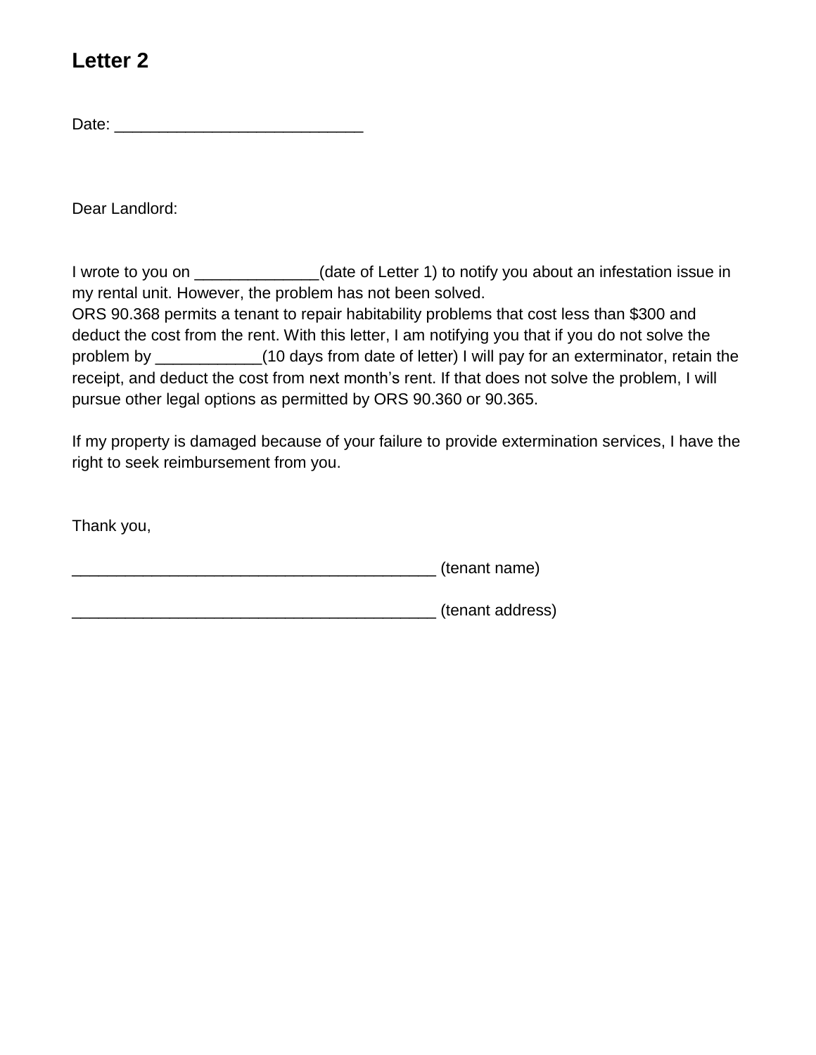## Letter 2

Date: ____________________________

Dear Landlord:

I wrote to you on ______________(date of Letter 1) to notify you about an infestation issue in my rental unit. However, the problem has not been solved.
ORS 90.368 permits a tenant to repair habitability problems that cost less than $300 and deduct the cost from the rent. With this letter, I am notifying you that if you do not solve the problem by ____________(10 days from date of letter) I will pay for an exterminator, retain the receipt, and deduct the cost from next month's rent. If that does not solve the problem, I will pursue other legal options as permitted by ORS 90.360 or 90.365.

If my property is damaged because of your failure to provide extermination services, I have the right to seek reimbursement from you.

Thank you,

_________________________________________ (tenant name)

_________________________________________ (tenant address)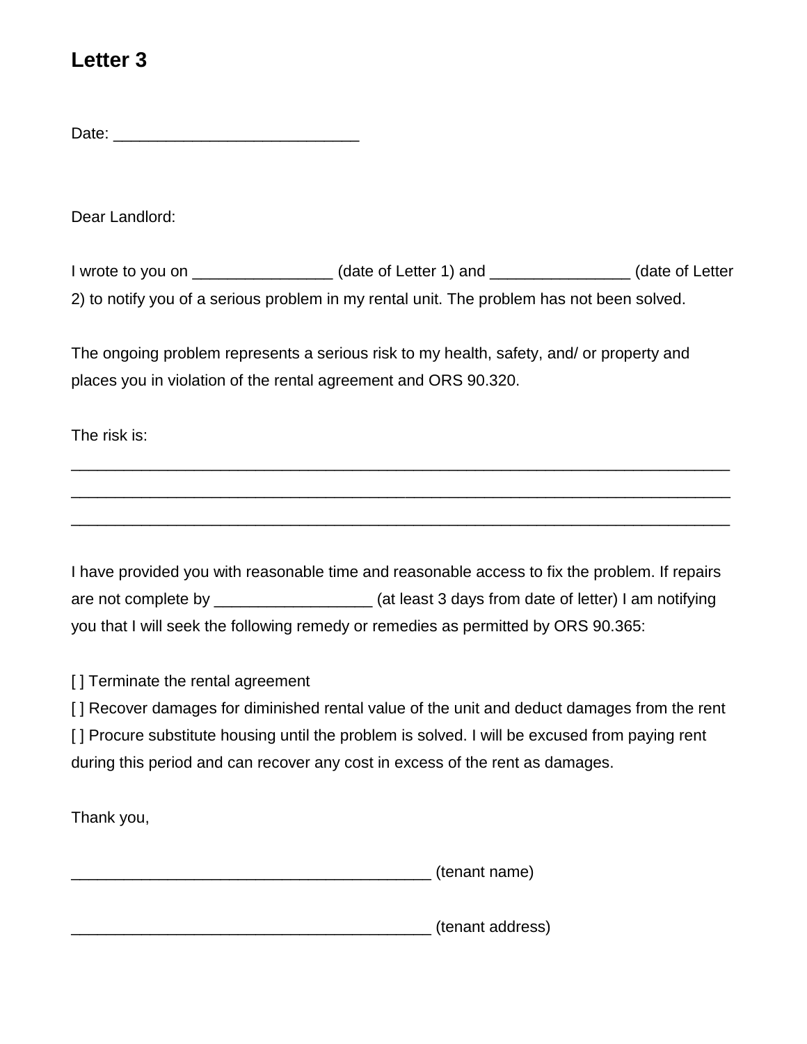## Letter 3

Date: ____________________________

Dear Landlord:

I wrote to you on ________________ (date of Letter 1) and ________________ (date of Letter 2) to notify you of a serious problem in my rental unit. The problem has not been solved.

The ongoing problem represents a serious risk to my health, safety, and/ or property and places you in violation of the rental agreement and ORS 90.320.

The risk is:

_____________________________________________________________________________
_____________________________________________________________________________
_____________________________________________________________________________

I have provided you with reasonable time and reasonable access to fix the problem. If repairs are not complete by __________________ (at least 3 days from date of letter) I am notifying you that I will seek the following remedy or remedies as permitted by ORS 90.365:

[ ] Terminate the rental agreement
[ ] Recover damages for diminished rental value of the unit and deduct damages from the rent
[ ] Procure substitute housing until the problem is solved. I will be excused from paying rent during this period and can recover any cost in excess of the rent as damages.

Thank you,

__________________________________________ (tenant name)

__________________________________________ (tenant address)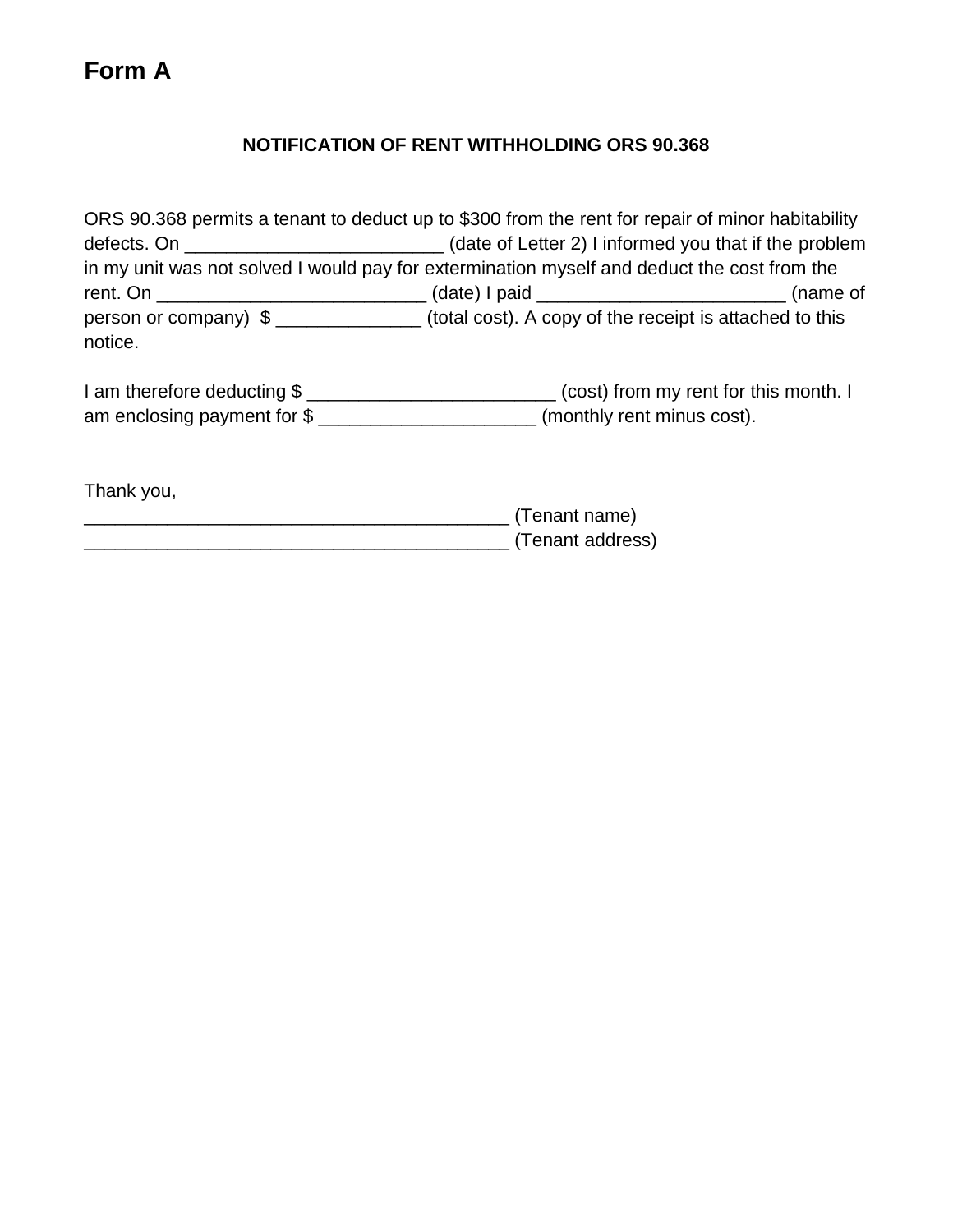# Form A

### NOTIFICATION OF RENT WITHHOLDING ORS 90.368

ORS 90.368 permits a tenant to deduct up to $300 from the rent for repair of minor habitability defects. On _________________________ (date of Letter 2) I informed you that if the problem in my unit was not solved I would pay for extermination myself and deduct the cost from the rent. On __________________________ (date) I paid ________________________ (name of person or company) $ ______________ (total cost). A copy of the receipt is attached to this notice.

I am therefore deducting $ ________________________ (cost) from my rent for this month. I am enclosing payment for $ _____________________ (monthly rent minus cost).

Thank you,
________________________________________ (Tenant name)
________________________________________ (Tenant address)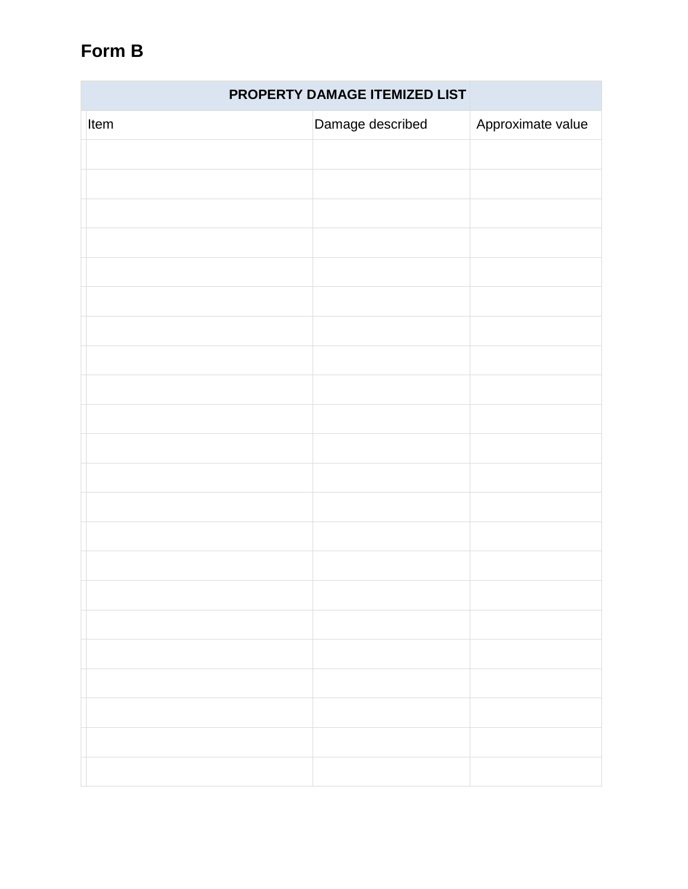## Form B

| PROPERTY DAMAGE ITEMIZED LIST | | |
|---|---|---|
| Item | Damage described | Approximate value |
| | | |
| | | |
| | | |
| | | |
| | | |
| | | |
| | | |
| | | |
| | | |
| | | |
| | | |
| | | |
| | | |
| | | |
| | | |
| | | |
| | | |
| | | |
| | | |
| | | |
| | | |
| | | |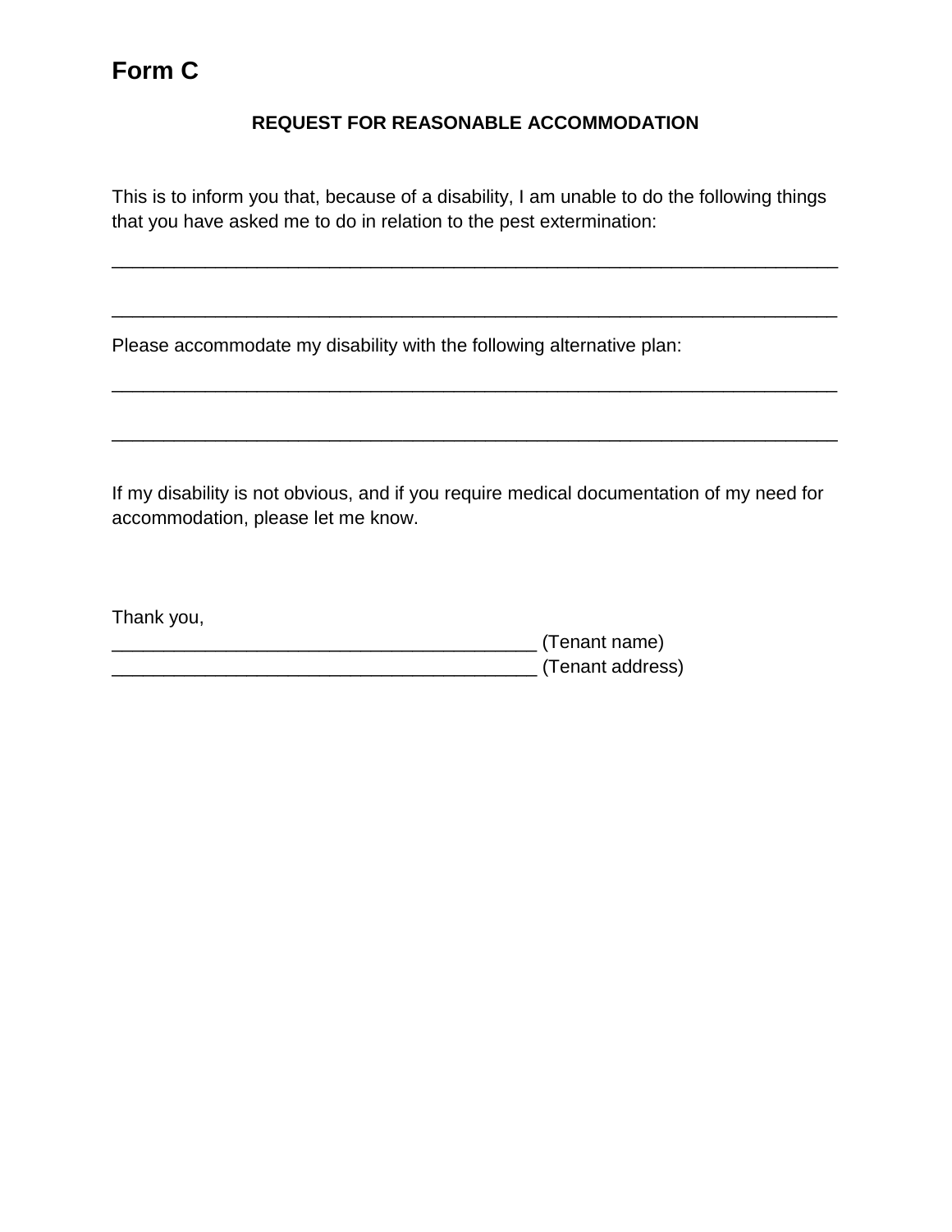# Form C

**REQUEST FOR REASONABLE ACCOMMODATION**

This is to inform you that, because of a disability, I am unable to do the following things that you have asked me to do in relation to the pest extermination:

__________________________________________________________________________

__________________________________________________________________________

Please accommodate my disability with the following alternative plan:

__________________________________________________________________________

__________________________________________________________________________

If my disability is not obvious, and if you require medical documentation of my need for accommodation, please let me know.

Thank you,

__________________________________________ (Tenant name)

__________________________________________ (Tenant address)